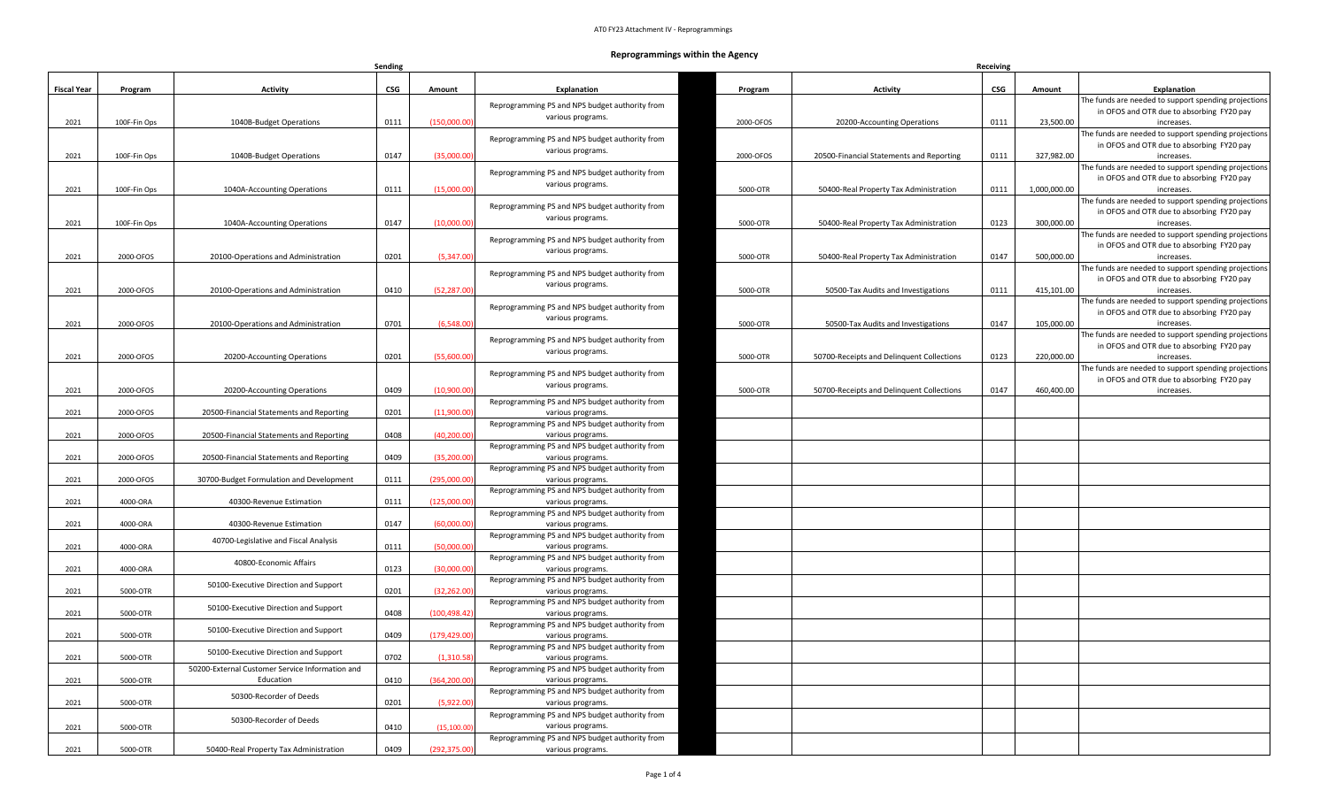# AT0 FY23 Attachment IV - Reprogrammings

## Reprogrammings within the Agency

| Sending | | | | | | Receiving | | | | |
|---|---|---|---|---|---|---|---|---|---|---|
| **Fiscal Year** | **Program** | **Activity** | **CSG** | **Amount** | **Explanation** | **Program** | **Activity** | **CSG** | **Amount** | **Explanation** |
| 2021 | 100F-Fin Ops | 1040B-Budget Operations | 0111 | (150,000.00) | Reprogramming PS and NPS budget authority from various programs. | 2000-OFOS | 20200-Accounting Operations | 0111 | 23,500.00 | The funds are needed to support spending projections in OFOS and OTR due to absorbing FY20 pay increases. |
| 2021 | 100F-Fin Ops | 1040B-Budget Operations | 0147 | (35,000.00) | Reprogramming PS and NPS budget authority from various programs. | 2000-OFOS | 20500-Financial Statements and Reporting | 0111 | 327,982.00 | The funds are needed to support spending projections in OFOS and OTR due to absorbing FY20 pay increases. |
| 2021 | 100F-Fin Ops | 1040A-Accounting Operations | 0111 | (15,000.00) | Reprogramming PS and NPS budget authority from various programs. | 5000-OTR | 50400-Real Property Tax Administration | 0111 | 1,000,000.00 | The funds are needed to support spending projections in OFOS and OTR due to absorbing FY20 pay increases. |
| 2021 | 100F-Fin Ops | 1040A-Accounting Operations | 0147 | (10,000.00) | Reprogramming PS and NPS budget authority from various programs. | 5000-OTR | 50400-Real Property Tax Administration | 0123 | 300,000.00 | The funds are needed to support spending projections in OFOS and OTR due to absorbing FY20 pay increases. |
| 2021 | 2000-OFOS | 20100-Operations and Administration | 0201 | (5,347.00) | Reprogramming PS and NPS budget authority from various programs. | 5000-OTR | 50400-Real Property Tax Administration | 0147 | 500,000.00 | The funds are needed to support spending projections in OFOS and OTR due to absorbing FY20 pay increases. |
| 2021 | 2000-OFOS | 20100-Operations and Administration | 0410 | (52,287.00) | Reprogramming PS and NPS budget authority from various programs. | 5000-OTR | 50500-Tax Audits and Investigations | 0111 | 415,101.00 | The funds are needed to support spending projections in OFOS and OTR due to absorbing FY20 pay increases. |
| 2021 | 2000-OFOS | 20100-Operations and Administration | 0701 | (6,548.00) | Reprogramming PS and NPS budget authority from various programs. | 5000-OTR | 50500-Tax Audits and Investigations | 0147 | 105,000.00 | The funds are needed to support spending projections in OFOS and OTR due to absorbing FY20 pay increases. |
| 2021 | 2000-OFOS | 20200-Accounting Operations | 0201 | (55,600.00) | Reprogramming PS and NPS budget authority from various programs. | 5000-OTR | 50700-Receipts and Delinquent Collections | 0123 | 220,000.00 | The funds are needed to support spending projections in OFOS and OTR due to absorbing FY20 pay increases. |
| 2021 | 2000-OFOS | 20200-Accounting Operations | 0409 | (10,900.00) | Reprogramming PS and NPS budget authority from various programs. | 5000-OTR | 50700-Receipts and Delinquent Collections | 0147 | 460,400.00 | The funds are needed to support spending projections in OFOS and OTR due to absorbing FY20 pay increases. |
| 2021 | 2000-OFOS | 20500-Financial Statements and Reporting | 0201 | (11,900.00) | Reprogramming PS and NPS budget authority from various programs. | | | | | |
| 2021 | 2000-OFOS | 20500-Financial Statements and Reporting | 0408 | (40,200.00) | Reprogramming PS and NPS budget authority from various programs. | | | | | |
| 2021 | 2000-OFOS | 20500-Financial Statements and Reporting | 0409 | (35,200.00) | Reprogramming PS and NPS budget authority from various programs. | | | | | |
| 2021 | 2000-OFOS | 30700-Budget Formulation and Development | 0111 | (295,000.00) | Reprogramming PS and NPS budget authority from various programs. | | | | | |
| 2021 | 4000-ORA | 40300-Revenue Estimation | 0111 | (125,000.00) | Reprogramming PS and NPS budget authority from various programs. | | | | | |
| 2021 | 4000-ORA | 40300-Revenue Estimation | 0147 | (60,000.00) | Reprogramming PS and NPS budget authority from various programs. | | | | | |
| 2021 | 4000-ORA | 40700-Legislative and Fiscal Analysis | 0111 | (50,000.00) | Reprogramming PS and NPS budget authority from various programs. | | | | | |
| 2021 | 4000-ORA | 40800-Economic Affairs | 0123 | (30,000.00) | Reprogramming PS and NPS budget authority from various programs. | | | | | |
| 2021 | 5000-OTR | 50100-Executive Direction and Support | 0201 | (32,262.00) | Reprogramming PS and NPS budget authority from various programs. | | | | | |
| 2021 | 5000-OTR | 50100-Executive Direction and Support | 0408 | (100,498.42) | Reprogramming PS and NPS budget authority from various programs. | | | | | |
| 2021 | 5000-OTR | 50100-Executive Direction and Support | 0409 | (179,429.00) | Reprogramming PS and NPS budget authority from various programs. | | | | | |
| 2021 | 5000-OTR | 50100-Executive Direction and Support | 0702 | (1,310.58) | Reprogramming PS and NPS budget authority from various programs. | | | | | |
| 2021 | 5000-OTR | 50200-External Customer Service Information and Education | 0410 | (364,200.00) | Reprogramming PS and NPS budget authority from various programs. | | | | | |
| 2021 | 5000-OTR | 50300-Recorder of Deeds | 0201 | (5,922.00) | Reprogramming PS and NPS budget authority from various programs. | | | | | |
| 2021 | 5000-OTR | 50300-Recorder of Deeds | 0410 | (15,100.00) | Reprogramming PS and NPS budget authority from various programs. | | | | | |
| 2021 | 5000-OTR | 50400-Real Property Tax Administration | 0409 | (292,375.00) | Reprogramming PS and NPS budget authority from various programs. | | | | | |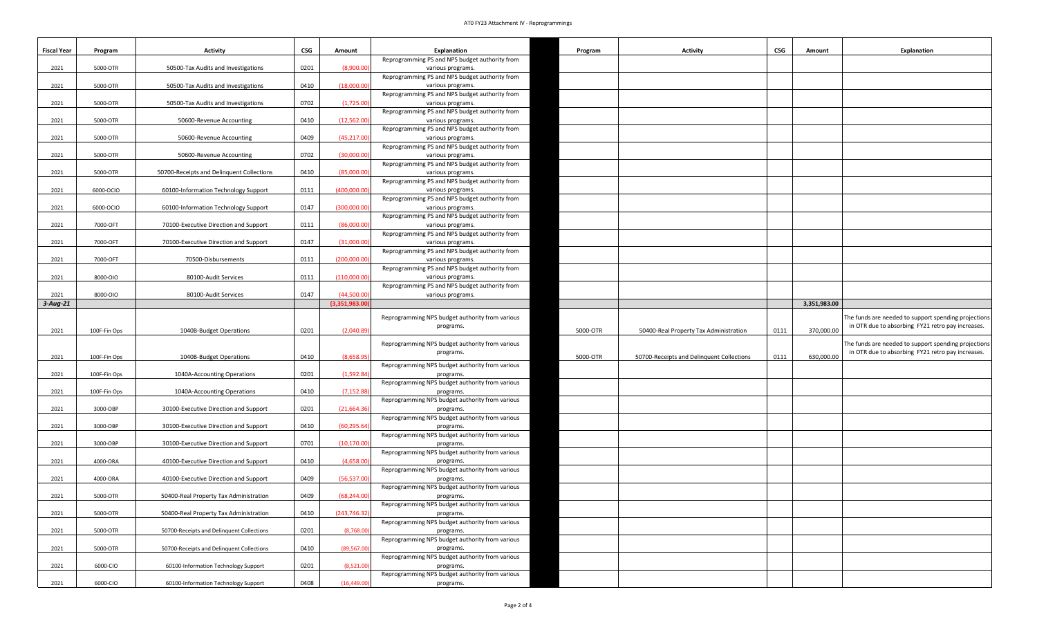| Fiscal Year | Program | Activity | CSG | Amount | Explanation | Program | Activity | CSG | Amount | Explanation |
|---|---|---|---|---|---|---|---|---|---|---|
| 2021 | 5000-OTR | 50500-Tax Audits and Investigations | 0201 | (8,900.00) | Reprogramming PS and NPS budget authority from various programs. | | | | | |
| 2021 | 5000-OTR | 50500-Tax Audits and Investigations | 0410 | (18,000.00) | Reprogramming PS and NPS budget authority from various programs. | | | | | |
| 2021 | 5000-OTR | 50500-Tax Audits and Investigations | 0702 | (1,725.00) | Reprogramming PS and NPS budget authority from various programs. | | | | | |
| 2021 | 5000-OTR | 50600-Revenue Accounting | 0410 | (12,562.00) | Reprogramming PS and NPS budget authority from various programs. | | | | | |
| 2021 | 5000-OTR | 50600-Revenue Accounting | 0409 | (45,217.00) | Reprogramming PS and NPS budget authority from various programs. | | | | | |
| 2021 | 5000-OTR | 50600-Revenue Accounting | 0702 | (30,000.00) | Reprogramming PS and NPS budget authority from various programs. | | | | | |
| 2021 | 5000-OTR | 50700-Receipts and Delinquent Collections | 0410 | (85,000.00) | Reprogramming PS and NPS budget authority from various programs. | | | | | |
| 2021 | 6000-OCIO | 60100-Information Technology Support | 0111 | (400,000.00) | Reprogramming PS and NPS budget authority from various programs. | | | | | |
| 2021 | 6000-OCIO | 60100-Information Technology Support | 0147 | (300,000.00) | Reprogramming PS and NPS budget authority from various programs. | | | | | |
| 2021 | 7000-OFT | 70100-Executive Direction and Support | 0111 | (86,000.00) | Reprogramming PS and NPS budget authority from various programs. | | | | | |
| 2021 | 7000-OFT | 70100-Executive Direction and Support | 0147 | (31,000.00) | Reprogramming PS and NPS budget authority from various programs. | | | | | |
| 2021 | 7000-OFT | 70500-Disbursements | 0111 | (200,000.00) | Reprogramming PS and NPS budget authority from various programs. | | | | | |
| 2021 | 8000-OIO | 80100-Audit Services | 0111 | (110,000.00) | Reprogramming PS and NPS budget authority from various programs. | | | | | |
| 2021 | 8000-OIO | 80100-Audit Services | 0147 | (44,500.00) | Reprogramming PS and NPS budget authority from various programs. | | | | | |
| ***3-Aug-21*** | | | | (3,351,983.00) | | | | | 3,351,983.00 | |
| 2021 | 100F-Fin Ops | 1040B-Budget Operations | 0201 | (2,040.89) | Reprogramming NPS budget authority from various programs. | 5000-OTR | 50400-Real Property Tax Administration | 0111 | 370,000.00 | The funds are needed to support spending projections in OTR due to absorbing FY21 retro pay increases. |
| 2021 | 100F-Fin Ops | 1040B-Budget Operations | 0410 | (8,658.95) | Reprogramming NPS budget authority from various programs. | 5000-OTR | 50700-Receipts and Delinquent Collections | 0111 | 630,000.00 | The funds are needed to support spending projections in OTR due to absorbing FY21 retro pay increases. |
| 2021 | 100F-Fin Ops | 1040A-Accounting Operations | 0201 | (1,592.84) | Reprogramming NPS budget authority from various programs. | | | | | |
| 2021 | 100F-Fin Ops | 1040A-Accounting Operations | 0410 | (7,152.88) | Reprogramming NPS budget authority from various programs. | | | | | |
| 2021 | 3000-OBP | 30100-Executive Direction and Support | 0201 | (21,664.36) | Reprogramming NPS budget authority from various programs. | | | | | |
| 2021 | 3000-OBP | 30100-Executive Direction and Support | 0410 | (60,295.64) | Reprogramming NPS budget authority from various programs. | | | | | |
| 2021 | 3000-OBP | 30100-Executive Direction and Support | 0701 | (10,170.00) | Reprogramming NPS budget authority from various programs. | | | | | |
| 2021 | 4000-ORA | 40100-Executive Direction and Support | 0410 | (4,658.00) | Reprogramming NPS budget authority from various programs. | | | | | |
| 2021 | 4000-ORA | 40100-Executive Direction and Support | 0409 | (56,537.00) | Reprogramming NPS budget authority from various programs. | | | | | |
| 2021 | 5000-OTR | 50400-Real Property Tax Administration | 0409 | (68,244.00) | Reprogramming NPS budget authority from various programs. | | | | | |
| 2021 | 5000-OTR | 50400-Real Property Tax Administration | 0410 | (243,746.32) | Reprogramming NPS budget authority from various programs. | | | | | |
| 2021 | 5000-OTR | 50700-Receipts and Delinquent Collections | 0201 | (8,768.00) | Reprogramming NPS budget authority from various programs. | | | | | |
| 2021 | 5000-OTR | 50700-Receipts and Delinquent Collections | 0410 | (89,567.00) | Reprogramming NPS budget authority from various programs. | | | | | |
| 2021 | 6000-CIO | 60100-Information Technology Support | 0201 | (8,521.00) | Reprogramming NPS budget authority from various programs. | | | | | |
| 2021 | 6000-CIO | 60100-Information Technology Support | 0408 | (16,449.00) | Reprogramming NPS budget authority from various programs. | | | | | |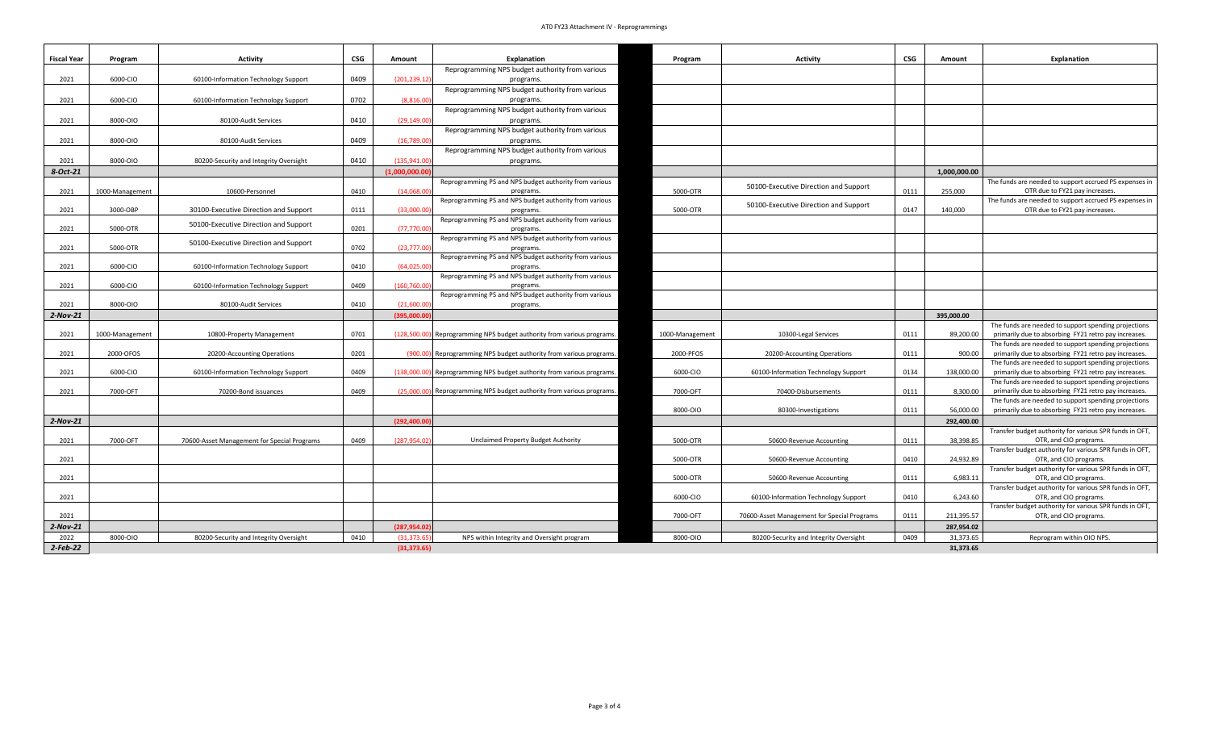# ATO FY23 Attachment IV - Reprogrammings

| Fiscal Year | Program | Activity | CSG | Amount | Explanation | Program | Activity | CSG | Amount | Explanation |
|---|---|---|---|---|---|---|---|---|---|---|
| 2021 | 6000-CIO | 60100-Information Technology Support | 0409 | (201,239.12) | Reprogramming NPS budget authority from various programs. | | | | | |
| 2021 | 6000-CIO | 60100-Information Technology Support | 0702 | (8,816.00) | Reprogramming NPS budget authority from various programs. | | | | | |
| 2021 | 8000-OIO | 80100-Audit Services | 0410 | (29,149.00) | Reprogramming NPS budget authority from various programs. | | | | | |
| 2021 | 8000-OIO | 80100-Audit Services | 0409 | (16,789.00) | Reprogramming NPS budget authority from various programs. | | | | | |
| 2021 | 8000-OIO | 80200-Security and Integrity Oversight | 0410 | (135,941.00) | Reprogramming NPS budget authority from various programs. | | | | | |
| *8-Oct-21* | | | | (1,000,000.00) | | | | | 1,000,000.00 | |
| 2021 | 1000-Management | 10600-Personnel | 0410 | (14,068.00) | Reprogramming PS and NPS budget authority from various programs. | 5000-OTR | 50100-Executive Direction and Support | 0111 | 255,000 | The funds are needed to support accrued PS expenses in OTR due to FY21 pay increases. |
| 2021 | 3000-OBP | 30100-Executive Direction and Support | 0111 | (33,000.00) | Reprogramming PS and NPS budget authority from various programs. | 5000-OTR | 50100-Executive Direction and Support | 0147 | 140,000 | The funds are needed to support accrued PS expenses in OTR due to FY21 pay increases. |
| 2021 | 5000-OTR | 50100-Executive Direction and Support | 0201 | (77,770.00) | Reprogramming PS and NPS budget authority from various programs. | | | | | |
| 2021 | 5000-OTR | 50100-Executive Direction and Support | 0702 | (23,777.00) | Reprogramming PS and NPS budget authority from various programs. | | | | | |
| 2021 | 6000-CIO | 60100-Information Technology Support | 0410 | (64,025.00) | Reprogramming PS and NPS budget authority from various programs. | | | | | |
| 2021 | 6000-CIO | 60100-Information Technology Support | 0409 | (160,760.00) | Reprogramming PS and NPS budget authority from various programs. | | | | | |
| 2021 | 8000-OIO | 80100-Audit Services | 0410 | (21,600.00) | Reprogramming PS and NPS budget authority from various programs. | | | | | |
| *2-Nov-21* | | | | (395,000.00) | | | | | 395,000.00 | |
| 2021 | 1000-Management | 10800-Property Management | 0701 | (128,500.00) | Reprogramming NPS budget authority from various programs. | 1000-Management | 10300-Legal Services | 0111 | 89,200.00 | The funds are needed to support spending projections primarily due to absorbing FY21 retro pay increases. |
| 2021 | 2000-OFOS | 20200-Accounting Operations | 0201 | (900.00) | Reprogramming NPS budget authority from various programs. | 2000-PFOS | 20200-Accounting Operations | 0111 | 900.00 | The funds are needed to support spending projections primarily due to absorbing FY21 retro pay increases. |
| 2021 | 6000-CIO | 60100-Information Technology Support | 0409 | (138,000.00) | Reprogramming NPS budget authority from various programs. | 6000-CIO | 60100-Information Technology Support | 0134 | 138,000.00 | The funds are needed to support spending projections primarily due to absorbing FY21 retro pay increases. |
| 2021 | 7000-OFT | 70200-Bond issuances | 0409 | (25,000.00) | Reprogramming NPS budget authority from various programs. | 7000-OFT | 70400-Disbursements | 0111 | 8,300.00 | The funds are needed to support spending projections primarily due to absorbing FY21 retro pay increases. |
| | | | | | | 8000-OIO | 80300-Investigations | 0111 | 56,000.00 | The funds are needed to support spending projections primarily due to absorbing FY21 retro pay increases. |
| *2-Nov-21* | | | | (292,400.00) | | | | | 292,400.00 | |
| 2021 | 7000-OFT | 70600-Asset Management for Special Programs | 0409 | (287,954.02) | Unclaimed Property Budget Authority | 5000-OTR | 50600-Revenue Accounting | 0111 | 38,398.85 | Transfer budget authority for various SPR funds in OFT, OTR, and CIO programs. |
| 2021 | | | | | | 5000-OTR | 50600-Revenue Accounting | 0410 | 24,932.89 | Transfer budget authority for various SPR funds in OFT, OTR, and CIO programs. |
| 2021 | | | | | | 5000-OTR | 50600-Revenue Accounting | 0111 | 6,983.11 | Transfer budget authority for various SPR funds in OFT, OTR, and CIO programs. |
| 2021 | | | | | | 6000-CIO | 60100-Information Technology Support | 0410 | 6,243.60 | Transfer budget authority for various SPR funds in OFT, OTR, and CIO programs. |
| 2021 | | | | | | 7000-OFT | 70600-Asset Management for Special Programs | 0111 | 211,395.57 | Transfer budget authority for various SPR funds in OFT, OTR, and CIO programs. |
| *2-Nov-21* | | | | (287,954.02) | | | | | 287,954.02 | |
| 2022 | 8000-OIO | 80200-Security and Integrity Oversight | 0410 | (31,373.65) | NPS within Integrity and Oversight program | 8000-OIO | 80200-Security and Integrity Oversight | 0409 | 31,373.65 | Reprogram within OIO NPS. |
| *2-Feb-22* | | | | (31,373.65) | | | | | 31,373.65 | |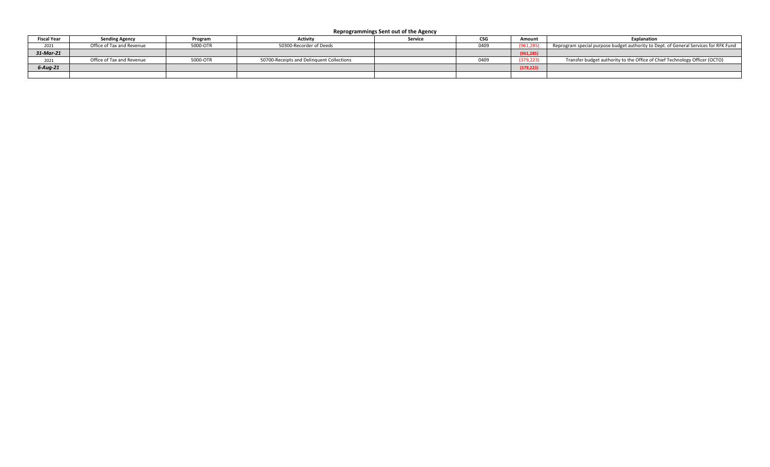**Reprogrammings Sent out of the Agency**

| Fiscal Year | Sending Agency | Program | Activity | Service | CSG | Amount | Explanation |
|---|---|---|---|---|---|---|---|
| 2021 | Office of Tax and Revenue | 5000-OTR | 50300-Recorder of Deeds | | 0409 | (961,285) | Reprogram special purpose budget authority to Dept. of General Services for RFK Fund |
| ***31-Mar-21*** | | | | | | **(961,285)** | |
| 2021 | Office of Tax and Revenue | 5000-OTR | 50700-Receipts and Delinquent Collections | | 0409 | (379,223) | Transfer budget authority to the Office of Chief Technology Officer (OCTO) |
| ***6-Aug-21*** | | | | | | **(379,223)** | |
| | | | | | | | |